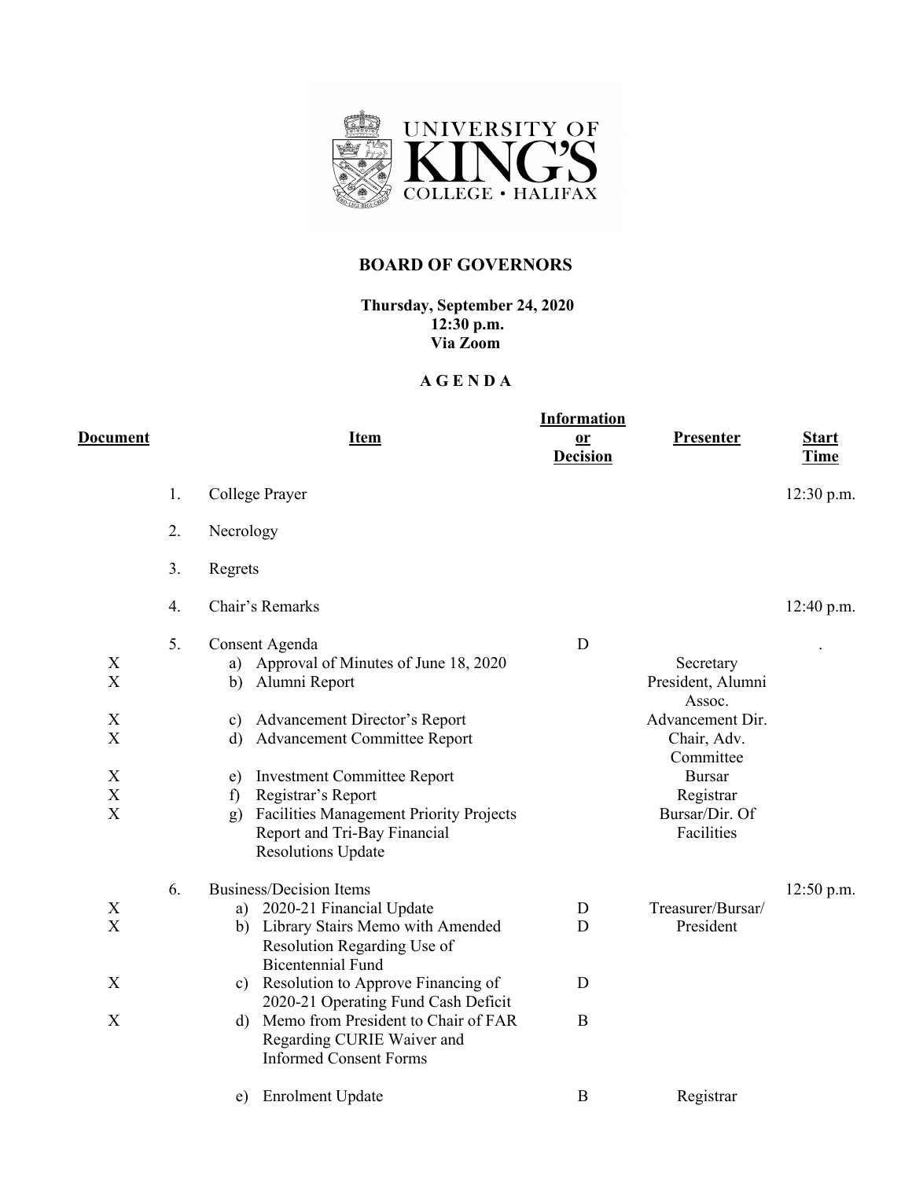UNIVERSITY OF KING'S COLLEGE • HALIFAX

# BOARD OF GOVERNORS

**Thursday, September 24, 2020**
**12:30 p.m.**
**Via Zoom**

## A G E N D A

| Document | | Item | Information or Decision | Presenter | Start Time |
|---|---|---|---|---|---|
| | 1. | College Prayer | | | 12:30 p.m. |
| | 2. | Necrology | | | |
| | 3. | Regrets | | | |
| | 4. | Chair's Remarks | | | 12:40 p.m. |
| | 5. | Consent Agenda | D | | . |
| X | | a) Approval of Minutes of June 18, 2020 | | Secretary | |
| X | | b) Alumni Report | | President, Alumni Assoc. | |
| X | | c) Advancement Director's Report | | Advancement Dir. | |
| X | | d) Advancement Committee Report | | Chair, Adv. Committee | |
| X | | e) Investment Committee Report | | Bursar | |
| X | | f) Registrar's Report | | Registrar | |
| X | | g) Facilities Management Priority Projects Report and Tri-Bay Financial Resolutions Update | | Bursar/Dir. Of Facilities | |
| | 6. | Business/Decision Items | | | 12:50 p.m. |
| X | | a) 2020-21 Financial Update | D | Treasurer/Bursar/ President | |
| X | | b) Library Stairs Memo with Amended Resolution Regarding Use of Bicentennial Fund | D | | |
| X | | c) Resolution to Approve Financing of 2020-21 Operating Fund Cash Deficit | D | | |
| X | | d) Memo from President to Chair of FAR Regarding CURIE Waiver and Informed Consent Forms | B | | |
| | | e) Enrolment Update | B | Registrar | |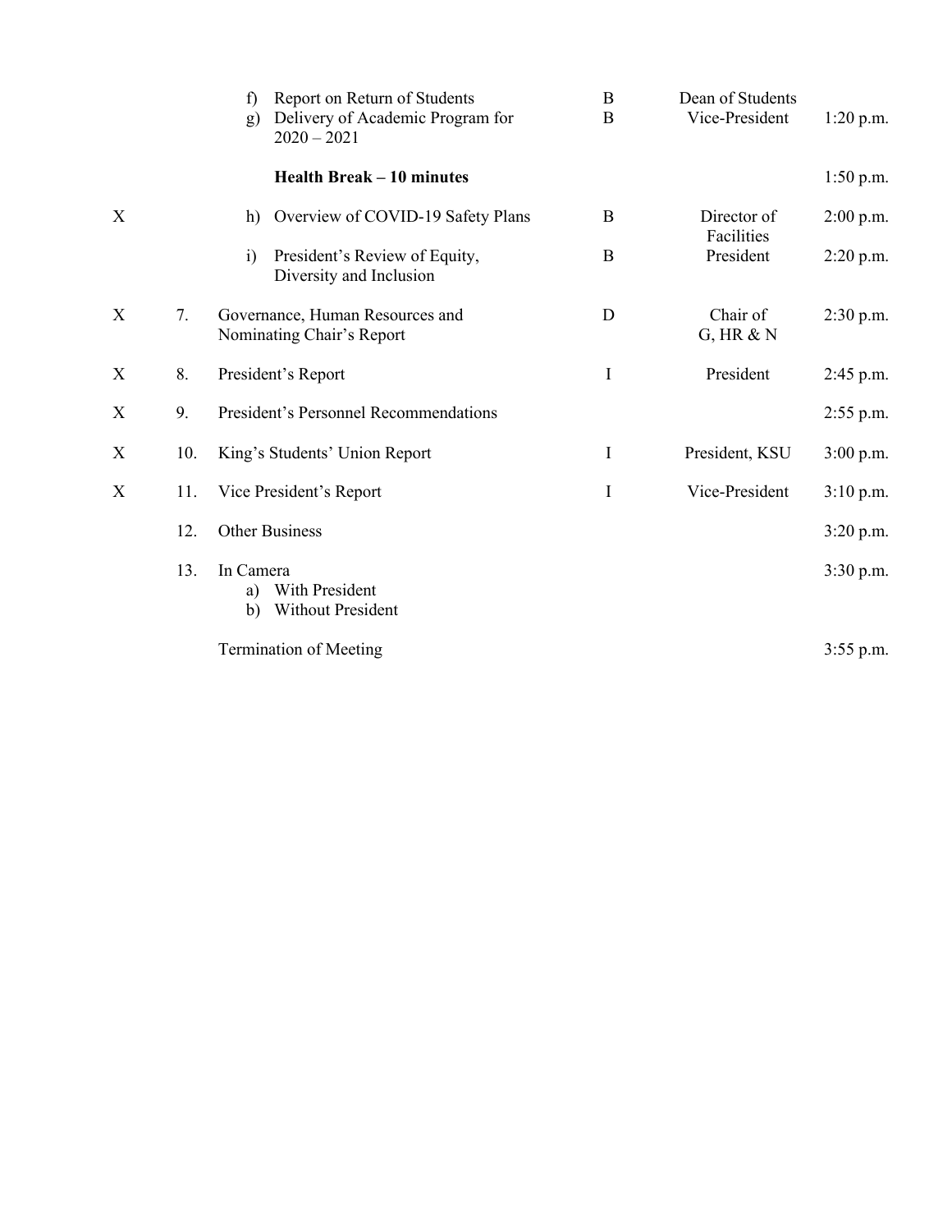| | | | | | |
|---|---|---|---|---|---|
| | | f) Report on Return of Students | B | Dean of Students | |
| | | g) Delivery of Academic Program for 2020 – 2021 | B | Vice-President | 1:20 p.m. |
| | | **Health Break – 10 minutes** | | | 1:50 p.m. |
| X | | h) Overview of COVID-19 Safety Plans | B | Director of Facilities | 2:00 p.m. |
| | | i) President's Review of Equity, Diversity and Inclusion | B | President | 2:20 p.m. |
| X | 7. | Governance, Human Resources and Nominating Chair's Report | D | Chair of G, HR & N | 2:30 p.m. |
| X | 8. | President's Report | I | President | 2:45 p.m. |
| X | 9. | President's Personnel Recommendations | | | 2:55 p.m. |
| X | 10. | King's Students' Union Report | I | President, KSU | 3:00 p.m. |
| X | 11. | Vice President's Report | I | Vice-President | 3:10 p.m. |
| | 12. | Other Business | | | 3:20 p.m. |
| | 13. | In Camera<br>a) With President<br>b) Without President | | | 3:30 p.m. |
| | | Termination of Meeting | | | 3:55 p.m. |